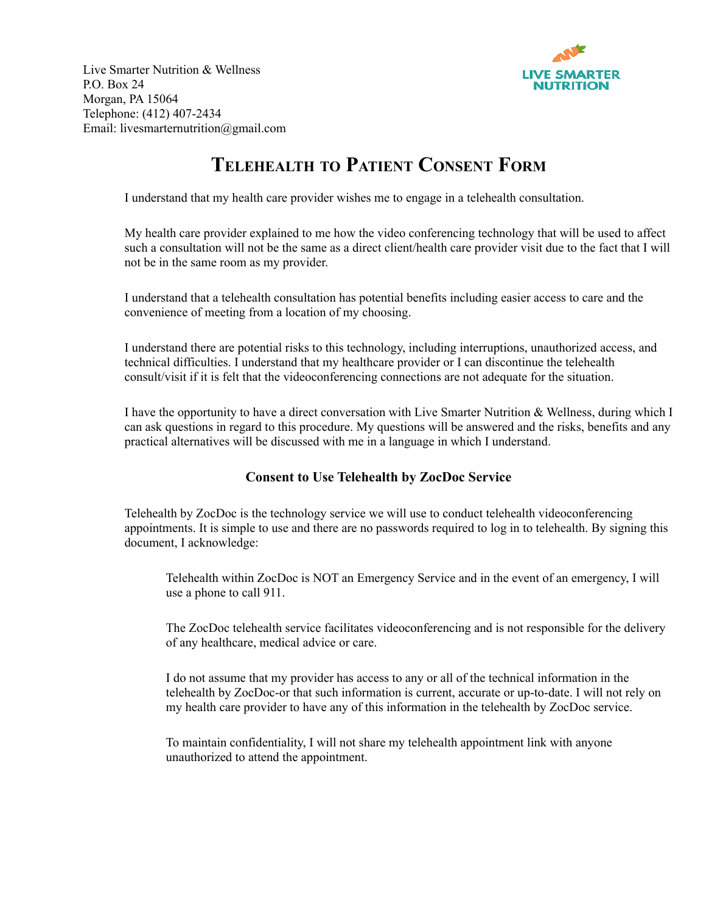Live Smarter Nutrition & Wellness
P.O. Box 24
Morgan, PA 15064
Telephone: (412) 407-2434
Email: livesmarternutrition@gmail.com

LIVE SMARTER NUTRITION

# Telehealth to Patient Consent Form

I understand that my health care provider wishes me to engage in a telehealth consultation.

My health care provider explained to me how the video conferencing technology that will be used to affect such a consultation will not be the same as a direct client/health care provider visit due to the fact that I will not be in the same room as my provider.

I understand that a telehealth consultation has potential benefits including easier access to care and the convenience of meeting from a location of my choosing.

I understand there are potential risks to this technology, including interruptions, unauthorized access, and technical difficulties. I understand that my healthcare provider or I can discontinue the telehealth consult/visit if it is felt that the videoconferencing connections are not adequate for the situation.

I have the opportunity to have a direct conversation with Live Smarter Nutrition & Wellness, during which I can ask questions in regard to this procedure. My questions will be answered and the risks, benefits and any practical alternatives will be discussed with me in a language in which I understand.

## Consent to Use Telehealth by ZocDoc Service

Telehealth by ZocDoc is the technology service we will use to conduct telehealth videoconferencing appointments. It is simple to use and there are no passwords required to log in to telehealth. By signing this document, I acknowledge:

Telehealth within ZocDoc is NOT an Emergency Service and in the event of an emergency, I will use a phone to call 911.

The ZocDoc telehealth service facilitates videoconferencing and is not responsible for the delivery of any healthcare, medical advice or care.

I do not assume that my provider has access to any or all of the technical information in the telehealth by ZocDoc-or that such information is current, accurate or up-to-date. I will not rely on my health care provider to have any of this information in the telehealth by ZocDoc service.

To maintain confidentiality, I will not share my telehealth appointment link with anyone unauthorized to attend the appointment.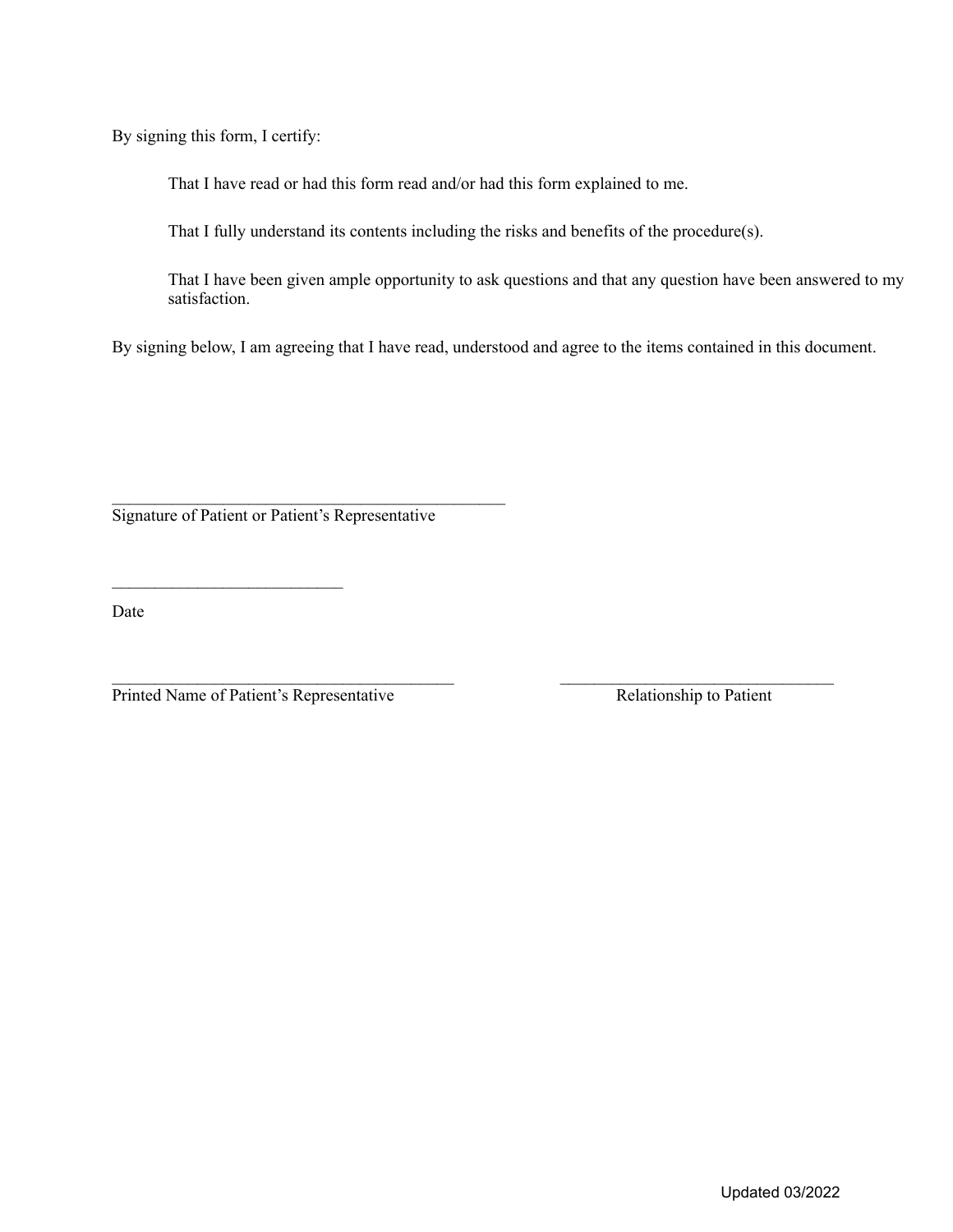By signing this form, I certify:

> That I have read or had this form read and/or had this form explained to me.
>
> That I fully understand its contents including the risks and benefits of the procedure(s).
>
> That I have been given ample opportunity to ask questions and that any question have been answered to my satisfaction.

By signing below, I am agreeing that I have read, understood and agree to the items contained in this document.

\_\_\_\_\_\_\_\_\_\_\_\_\_\_\_\_\_\_\_\_\_\_\_\_\_\_\_\_\_\_\_\_\_\_\_\_\_\_\_\_\_\_\_\_\_\_\_\_
Signature of Patient or Patient's Representative

\_\_\_\_\_\_\_\_\_\_\_\_\_\_\_\_\_\_\_\_\_\_\_\_\_\_\_\_\_\_

Date

\_\_\_\_\_\_\_\_\_\_\_\_\_\_\_\_\_\_\_\_\_\_\_\_\_\_\_\_\_\_\_\_\_\_\_\_\_\_\_\_\_\_ \_\_\_\_\_\_\_\_\_\_\_\_\_\_\_\_\_\_\_\_\_\_\_\_\_\_\_\_\_\_\_\_\_\_\_
Printed Name of Patient's Representative Relationship to Patient

Updated 03/2022